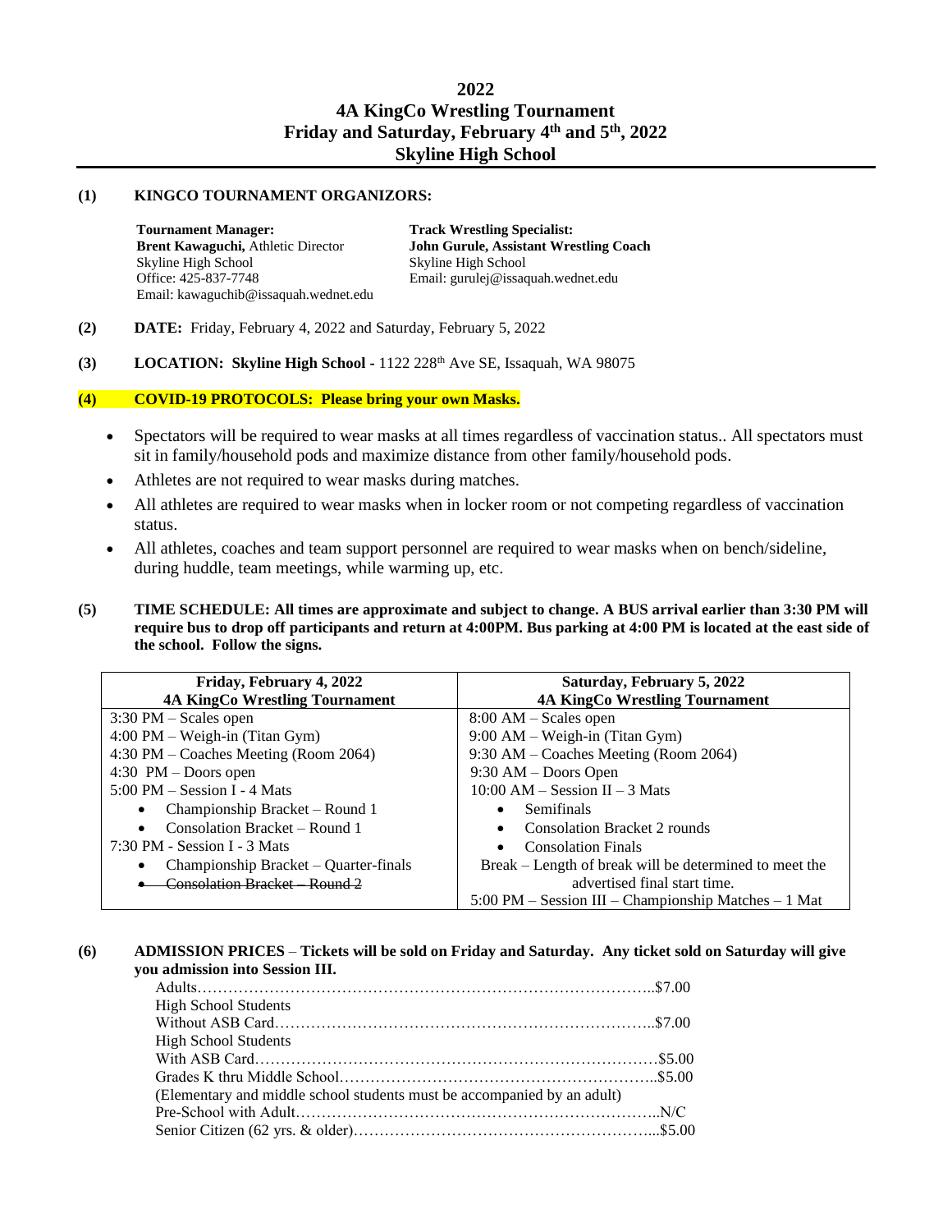# 2022
# 4A KingCo Wrestling Tournament
# Friday and Saturday, February 4th and 5th, 2022
# Skyline High School

**(1) KINGCO TOURNAMENT ORGANIZORS:**

**Tournament Manager:**
**Brent Kawaguchi,** Athletic Director
Skyline High School
Office: 425-837-7748
Email: kawaguchib@issaquah.wednet.edu

**Track Wrestling Specialist:**
**John Gurule, Assistant Wrestling Coach**
Skyline High School
Email: gurulej@issaquah.wednet.edu

**(2) DATE:** Friday, February 4, 2022 and Saturday, February 5, 2022

**(3) LOCATION: Skyline High School -** 1122 228th Ave SE, Issaquah, WA 98075

**(4) COVID-19 PROTOCOLS: Please bring your own Masks.**

- Spectators will be required to wear masks at all times regardless of vaccination status.. All spectators must sit in family/household pods and maximize distance from other family/household pods.
- Athletes are not required to wear masks during matches.
- All athletes are required to wear masks when in locker room or not competing regardless of vaccination status.
- All athletes, coaches and team support personnel are required to wear masks when on bench/sideline, during huddle, team meetings, while warming up, etc.

**(5) TIME SCHEDULE: All times are approximate and subject to change. A BUS arrival earlier than 3:30 PM will require bus to drop off participants and return at 4:00PM. Bus parking at 4:00 PM is located at the east side of the school. Follow the signs.**

| Friday, February 4, 2022<br>4A KingCo Wrestling Tournament | Saturday, February 5, 2022<br>4A KingCo Wrestling Tournament |
|---|---|
| 3:30 PM – Scales open | 8:00 AM – Scales open |
| 4:00 PM – Weigh-in (Titan Gym) | 9:00 AM – Weigh-in (Titan Gym) |
| 4:30 PM – Coaches Meeting (Room 2064) | 9:30 AM – Coaches Meeting (Room 2064) |
| 4:30 PM – Doors open | 9:30 AM – Doors Open |
| 5:00 PM – Session I - 4 Mats | 10:00 AM – Session II – 3 Mats |
| • Championship Bracket – Round 1 | • Semifinals |
| • Consolation Bracket – Round 1 | • Consolation Bracket 2 rounds |
| 7:30 PM - Session I - 3 Mats | • Consolation Finals |
| • Championship Bracket – Quarter-finals | Break – Length of break will be determined to meet the advertised final start time. |
| • ~~Consolation Bracket – Round 2~~ | 5:00 PM – Session III – Championship Matches – 1 Mat |

**(6) ADMISSION PRICES – Tickets will be sold on Friday and Saturday. Any ticket sold on Saturday will give you admission into Session III.**

Adults……………………………………………………………………………..$7.00
High School Students
Without ASB Card………………………………………………………………..$7.00
High School Students
With ASB Card……………………………………………………………………$5.00
Grades K thru Middle School……………………………………………………..$5.00
(Elementary and middle school students must be accompanied by an adult)
Pre-School with Adult……………………………………………………………..N/C
Senior Citizen (62 yrs. & older)…………………………………………………...$5.00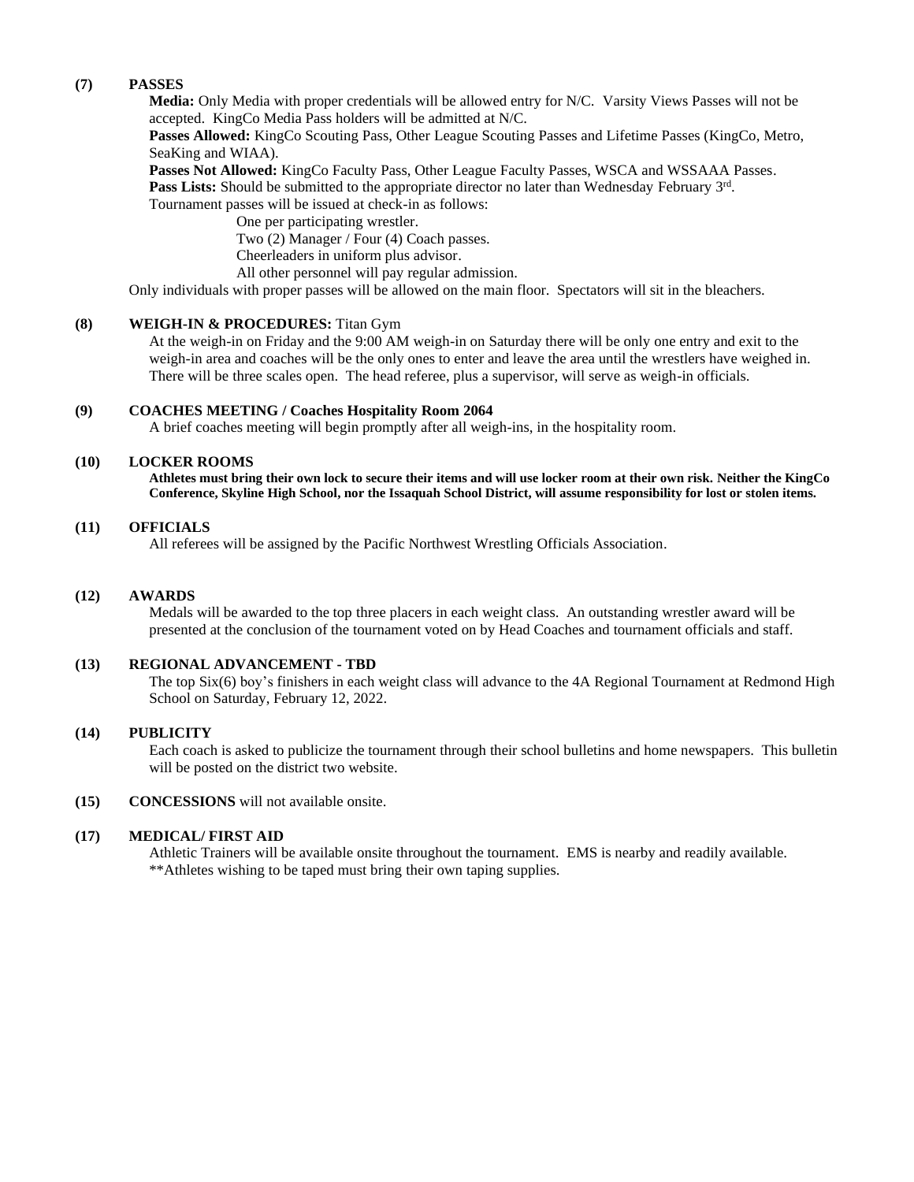## (7) PASSES

**Media:** Only Media with proper credentials will be allowed entry for N/C. Varsity Views Passes will not be accepted. KingCo Media Pass holders will be admitted at N/C.

**Passes Allowed:** KingCo Scouting Pass, Other League Scouting Passes and Lifetime Passes (KingCo, Metro, SeaKing and WIAA).

**Passes Not Allowed:** KingCo Faculty Pass, Other League Faculty Passes, WSCA and WSSAAA Passes.

**Pass Lists:** Should be submitted to the appropriate director no later than Wednesday February 3rd.

Tournament passes will be issued at check-in as follows:

- One per participating wrestler.
- Two (2) Manager / Four (4) Coach passes.
- Cheerleaders in uniform plus advisor.
- All other personnel will pay regular admission.

Only individuals with proper passes will be allowed on the main floor. Spectators will sit in the bleachers.

## (8) WEIGH-IN & PROCEDURES: Titan Gym

At the weigh-in on Friday and the 9:00 AM weigh-in on Saturday there will be only one entry and exit to the weigh-in area and coaches will be the only ones to enter and leave the area until the wrestlers have weighed in. There will be three scales open. The head referee, plus a supervisor, will serve as weigh-in officials.

## (9) COACHES MEETING / Coaches Hospitality Room 2064

A brief coaches meeting will begin promptly after all weigh-ins, in the hospitality room.

## (10) LOCKER ROOMS

**Athletes must bring their own lock to secure their items and will use locker room at their own risk. Neither the KingCo Conference, Skyline High School, nor the Issaquah School District, will assume responsibility for lost or stolen items.**

## (11) OFFICIALS

All referees will be assigned by the Pacific Northwest Wrestling Officials Association.

## (12) AWARDS

Medals will be awarded to the top three placers in each weight class. An outstanding wrestler award will be presented at the conclusion of the tournament voted on by Head Coaches and tournament officials and staff.

## (13) REGIONAL ADVANCEMENT - TBD

The top Six(6) boy's finishers in each weight class will advance to the 4A Regional Tournament at Redmond High School on Saturday, February 12, 2022.

## (14) PUBLICITY

Each coach is asked to publicize the tournament through their school bulletins and home newspapers. This bulletin will be posted on the district two website.

## (15) CONCESSIONS will not available onsite.

## (17) MEDICAL/ FIRST AID

Athletic Trainers will be available onsite throughout the tournament. EMS is nearby and readily available.
**Athletes wishing to be taped must bring their own taping supplies.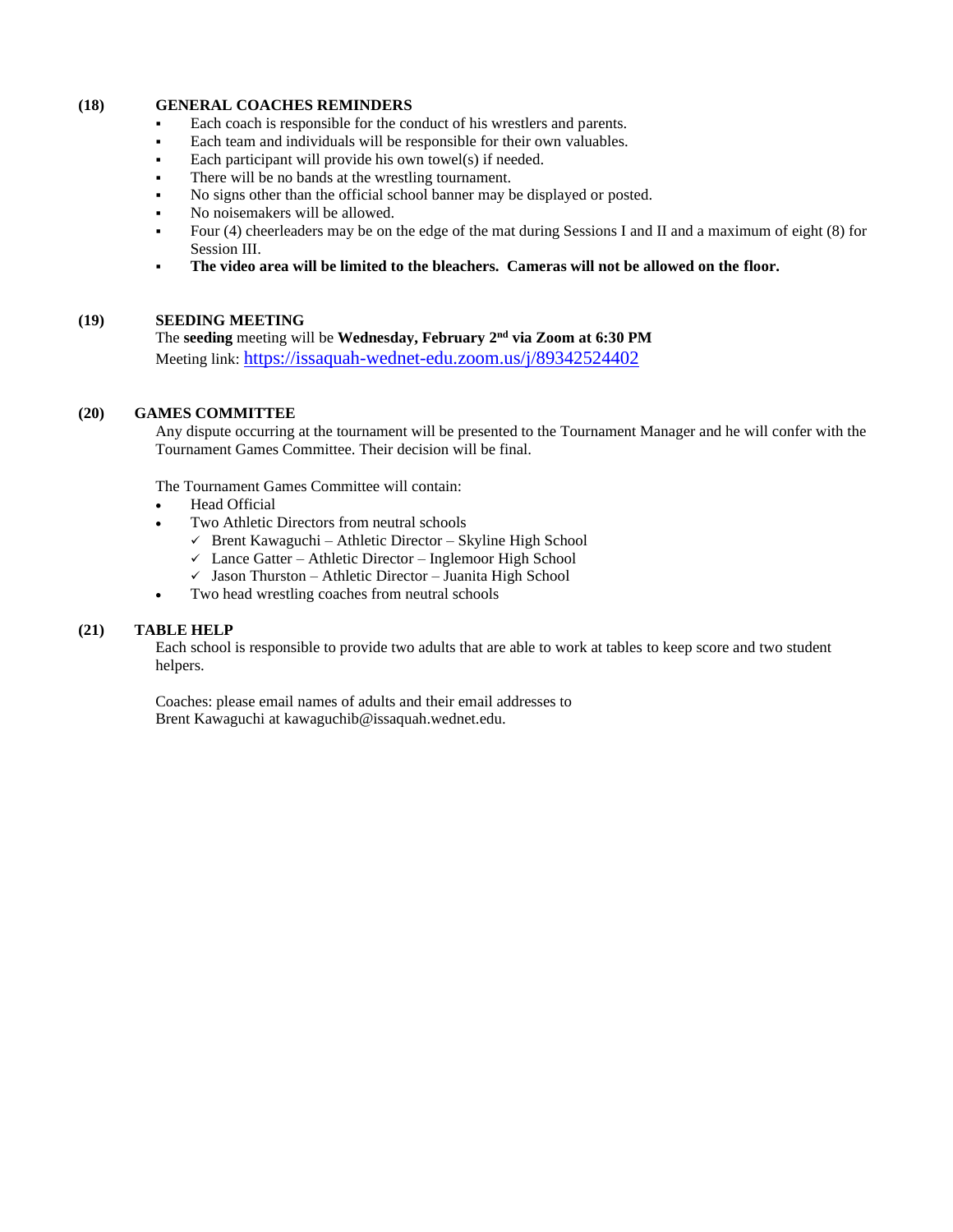## (18) GENERAL COACHES REMINDERS

- Each coach is responsible for the conduct of his wrestlers and parents.
- Each team and individuals will be responsible for their own valuables.
- Each participant will provide his own towel(s) if needed.
- There will be no bands at the wrestling tournament.
- No signs other than the official school banner may be displayed or posted.
- No noisemakers will be allowed.
- Four (4) cheerleaders may be on the edge of the mat during Sessions I and II and a maximum of eight (8) for Session III.
- **The video area will be limited to the bleachers. Cameras will not be allowed on the floor.**

## (19) SEEDING MEETING

The **seeding** meeting will be **Wednesday, February 2nd via Zoom at 6:30 PM**

Meeting link: https://issaquah-wednet-edu.zoom.us/j/89342524402

## (20) GAMES COMMITTEE

Any dispute occurring at the tournament will be presented to the Tournament Manager and he will confer with the Tournament Games Committee. Their decision will be final.

The Tournament Games Committee will contain:

- Head Official
- Two Athletic Directors from neutral schools
  - ✓ Brent Kawaguchi – Athletic Director – Skyline High School
  - ✓ Lance Gatter – Athletic Director – Inglemoor High School
  - ✓ Jason Thurston – Athletic Director – Juanita High School
- Two head wrestling coaches from neutral schools

## (21) TABLE HELP

Each school is responsible to provide two adults that are able to work at tables to keep score and two student helpers.

Coaches: please email names of adults and their email addresses to
Brent Kawaguchi at kawaguchib@issaquah.wednet.edu.